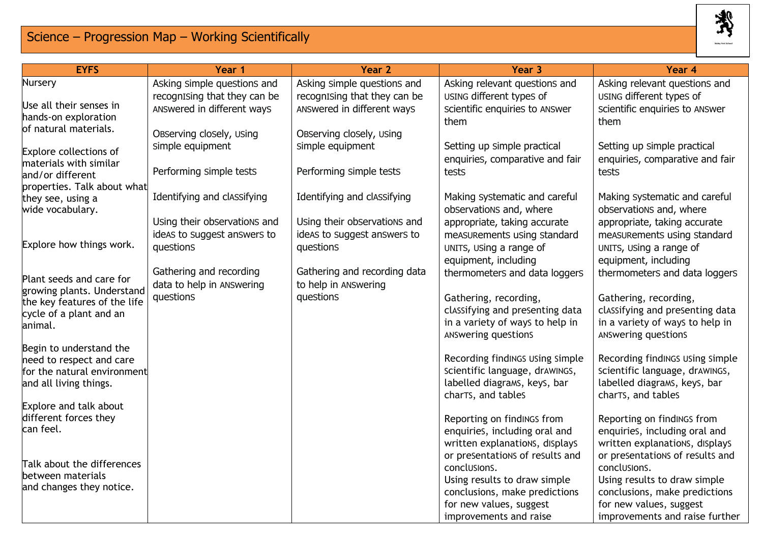# Science – Progression Map – Working Scientifically

| EYFS | Year 1 | Year 2 | Year 3 | Year 4 |
|---|---|---|---|---|
| Nursery<br><br>Use all their senses in hands-on exploration of natural materials.<br><br>Explore collections of materials with similar and/or different properties. Talk about what they see, using a wide vocabulary.<br><br>Explore how things work.<br><br>Plant seeds and care for growing plants. Understand the key features of the life cycle of a plant and an animal.<br><br>Begin to understand the need to respect and care for the natural environment and all living things.<br><br>Explore and talk about different forces they can feel.<br><br>Talk about the differences between materials and changes they notice. | Asking simple questions and recognising that they can be answered in different ways<br><br>Observing closely, using simple equipment<br><br>Performing simple tests<br><br>Identifying and classifying<br><br>Using their observations and ideas to suggest answers to questions<br><br>Gathering and recording data to help in answering questions | Asking simple questions and recognising that they can be answered in different ways<br><br>Observing closely, using simple equipment<br><br>Performing simple tests<br><br>Identifying and classifying<br><br>Using their observations and ideas to suggest answers to questions<br><br>Gathering and recording data to help in answering questions | Asking relevant questions and using different types of scientific enquiries to answer them<br><br>Setting up simple practical enquiries, comparative and fair tests<br><br>Making systematic and careful observations and, where appropriate, taking accurate measurements using standard units, using a range of equipment, including thermometers and data loggers<br><br>Gathering, recording, classifying and presenting data in a variety of ways to help in answering questions<br><br>Recording findings using simple scientific language, drawings, labelled diagrams, keys, bar charts, and tables<br><br>Reporting on findings from enquiries, including oral and written explanations, displays or presentations of results and conclusions.<br>Using results to draw simple conclusions, make predictions for new values, suggest improvements and raise | Asking relevant questions and using different types of scientific enquiries to answer them<br><br>Setting up simple practical enquiries, comparative and fair tests<br><br>Making systematic and careful observations and, where appropriate, taking accurate measurements using standard units, using a range of equipment, including thermometers and data loggers<br><br>Gathering, recording, classifying and presenting data in a variety of ways to help in answering questions<br><br>Recording findings using simple scientific language, drawings, labelled diagrams, keys, bar charts, and tables<br><br>Reporting on findings from enquiries, including oral and written explanations, displays or presentations of results and conclusions.<br>Using results to draw simple conclusions, make predictions for new values, suggest improvements and raise further |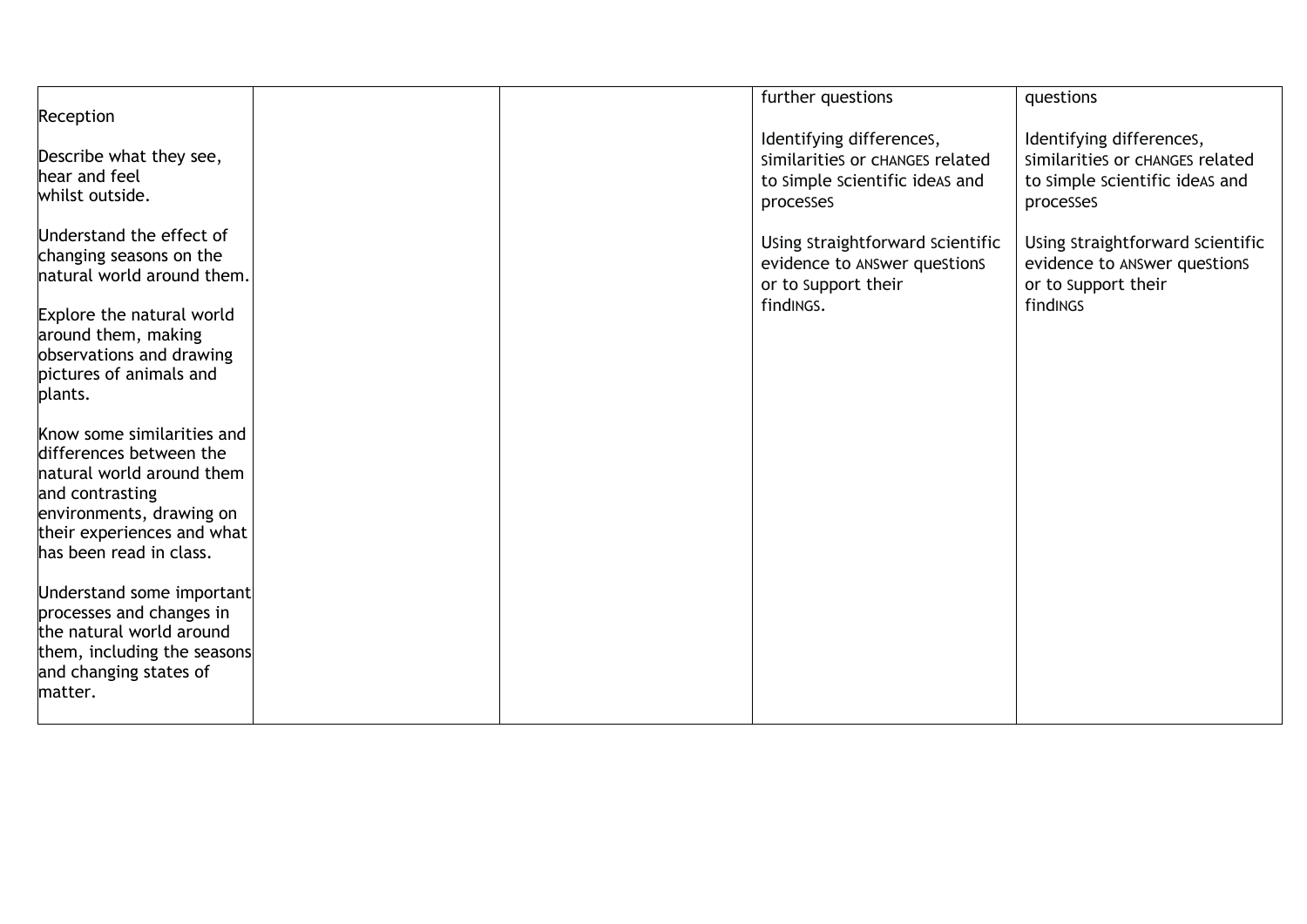| | | | | |
|---|---|---|---|---|
| Reception<br><br>Describe what they see, hear and feel whilst outside.<br><br>Understand the effect of changing seasons on the natural world around them.<br><br>Explore the natural world around them, making observations and drawing pictures of animals and plants.<br><br>Know some similarities and differences between the natural world around them and contrasting environments, drawing on their experiences and what has been read in class.<br><br>Understand some important processes and changes in the natural world around them, including the seasons and changing states of matter. | | | further questions<br><br>Identifying differences, similarities or changes related to simple scientific ideas and processes<br><br>Using straightforward scientific evidence to answer questions or to support their findings. | questions<br><br>Identifying differences, similarities or changes related to simple scientific ideas and processes<br><br>Using straightforward scientific evidence to answer questions or to support their findings |